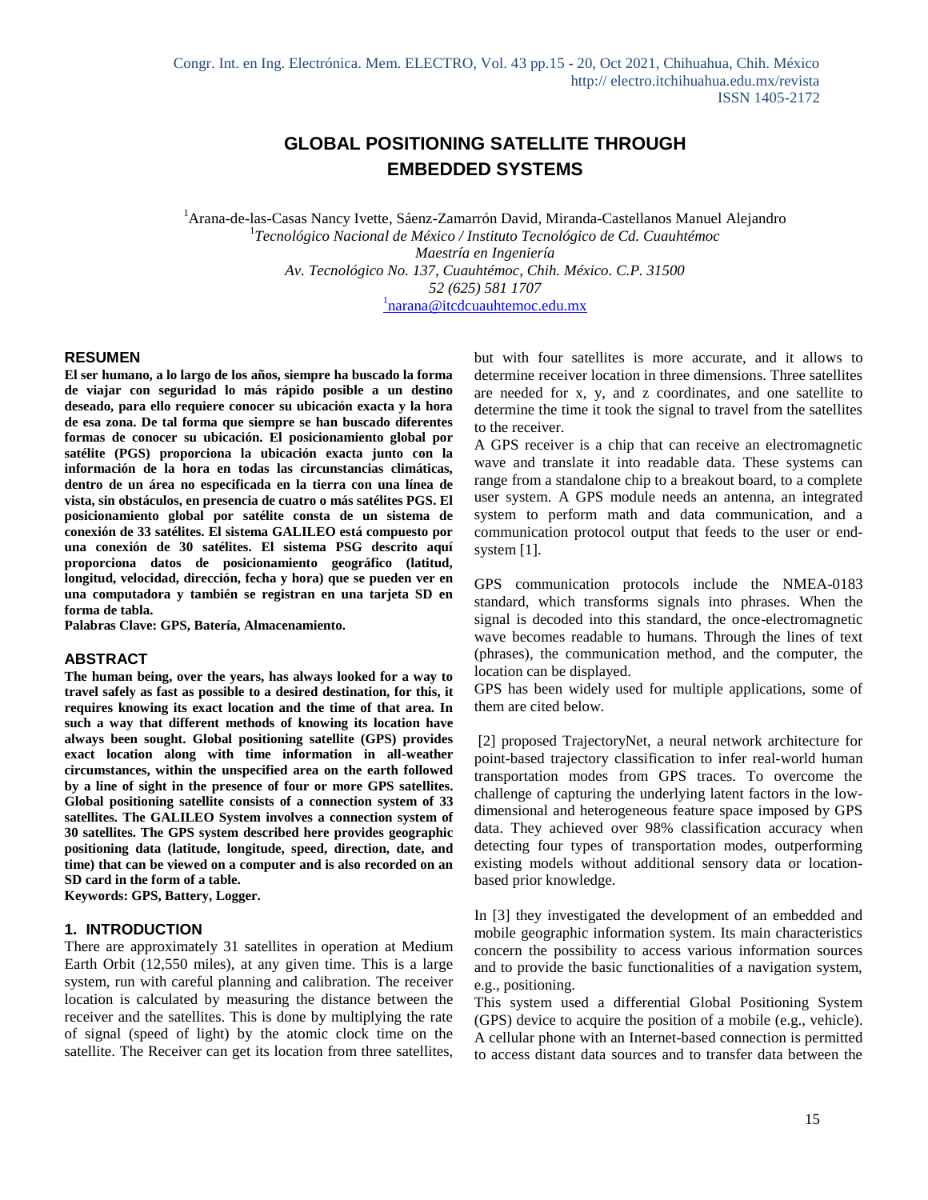# GLOBAL POSITIONING SATELLITE THROUGH EMBEDDED SYSTEMS

[1]Arana-de-las-Casas Nancy Ivette, Sáenz-Zamarrón David, Miranda-Castellanos Manuel Alejandro

[1]*Tecnológico Nacional de México / Instituto Tecnológico de Cd. Cuauhtémoc*
*Maestría en Ingeniería*
*Av. Tecnológico No. 137, Cuauhtémoc, Chih. México. C.P. 31500*
*52 (625) 581 1707*
[1]narana@itcdcuauhtemoc.edu.mx

## RESUMEN

**El ser humano, a lo largo de los años, siempre ha buscado la forma de viajar con seguridad lo más rápido posible a un destino deseado, para ello requiere conocer su ubicación exacta y la hora de esa zona. De tal forma que siempre se han buscado diferentes formas de conocer su ubicación. El posicionamiento global por satélite (PGS) proporciona la ubicación exacta junto con la información de la hora en todas las circunstancias climáticas, dentro de un área no especificada en la tierra con una línea de vista, sin obstáculos, en presencia de cuatro o más satélites PGS. El posicionamiento global por satélite consta de un sistema de conexión de 33 satélites. El sistema GALILEO está compuesto por una conexión de 30 satélites. El sistema PSG descrito aquí proporciona datos de posicionamiento geográfico (latitud, longitud, velocidad, dirección, fecha y hora) que se pueden ver en una computadora y también se registran en una tarjeta SD en forma de tabla.**

**Palabras Clave: GPS, Batería, Almacenamiento.**

## ABSTRACT

**The human being, over the years, has always looked for a way to travel safely as fast as possible to a desired destination, for this, it requires knowing its exact location and the time of that area. In such a way that different methods of knowing its location have always been sought. Global positioning satellite (GPS) provides exact location along with time information in all-weather circumstances, within the unspecified area on the earth followed by a line of sight in the presence of four or more GPS satellites. Global positioning satellite consists of a connection system of 33 satellites. The GALILEO System involves a connection system of 30 satellites. The GPS system described here provides geographic positioning data (latitude, longitude, speed, direction, date, and time) that can be viewed on a computer and is also recorded on an SD card in the form of a table.**

**Keywords: GPS, Battery, Logger.**

## 1. INTRODUCTION

There are approximately 31 satellites in operation at Medium Earth Orbit (12,550 miles), at any given time. This is a large system, run with careful planning and calibration. The receiver location is calculated by measuring the distance between the receiver and the satellites. This is done by multiplying the rate of signal (speed of light) by the atomic clock time on the satellite. The Receiver can get its location from three satellites, but with four satellites is more accurate, and it allows to determine receiver location in three dimensions. Three satellites are needed for x, y, and z coordinates, and one satellite to determine the time it took the signal to travel from the satellites to the receiver.

A GPS receiver is a chip that can receive an electromagnetic wave and translate it into readable data. These systems can range from a standalone chip to a breakout board, to a complete user system. A GPS module needs an antenna, an integrated system to perform math and data communication, and a communication protocol output that feeds to the user or end-system [1].

GPS communication protocols include the NMEA-0183 standard, which transforms signals into phrases. When the signal is decoded into this standard, the once-electromagnetic wave becomes readable to humans. Through the lines of text (phrases), the communication method, and the computer, the location can be displayed.

GPS has been widely used for multiple applications, some of them are cited below.

[2] proposed TrajectoryNet, a neural network architecture for point-based trajectory classification to infer real-world human transportation modes from GPS traces. To overcome the challenge of capturing the underlying latent factors in the low-dimensional and heterogeneous feature space imposed by GPS data. They achieved over 98% classification accuracy when detecting four types of transportation modes, outperforming existing models without additional sensory data or location-based prior knowledge.

In [3] they investigated the development of an embedded and mobile geographic information system. Its main characteristics concern the possibility to access various information sources and to provide the basic functionalities of a navigation system, e.g., positioning.

This system used a differential Global Positioning System (GPS) device to acquire the position of a mobile (e.g., vehicle). A cellular phone with an Internet-based connection is permitted to access distant data sources and to transfer data between the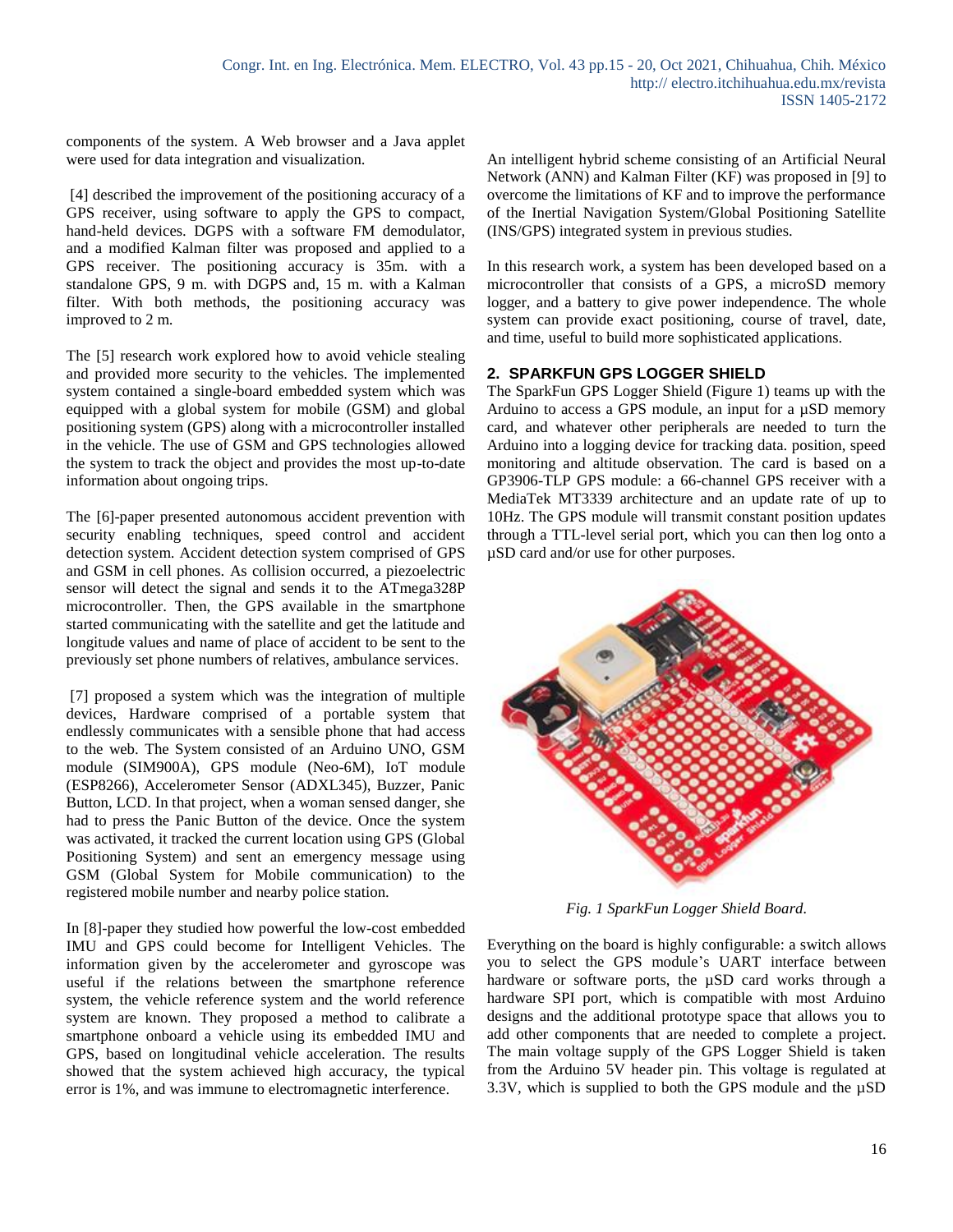components of the system. A Web browser and a Java applet were used for data integration and visualization.

[4] described the improvement of the positioning accuracy of a GPS receiver, using software to apply the GPS to compact, hand-held devices. DGPS with a software FM demodulator, and a modified Kalman filter was proposed and applied to a GPS receiver. The positioning accuracy is 35m. with a standalone GPS, 9 m. with DGPS and, 15 m. with a Kalman filter. With both methods, the positioning accuracy was improved to 2 m.

The [5] research work explored how to avoid vehicle stealing and provided more security to the vehicles. The implemented system contained a single-board embedded system which was equipped with a global system for mobile (GSM) and global positioning system (GPS) along with a microcontroller installed in the vehicle. The use of GSM and GPS technologies allowed the system to track the object and provides the most up-to-date information about ongoing trips.

The [6]-paper presented autonomous accident prevention with security enabling techniques, speed control and accident detection system. Accident detection system comprised of GPS and GSM in cell phones. As collision occurred, a piezoelectric sensor will detect the signal and sends it to the ATmega328P microcontroller. Then, the GPS available in the smartphone started communicating with the satellite and get the latitude and longitude values and name of place of accident to be sent to the previously set phone numbers of relatives, ambulance services.

[7] proposed a system which was the integration of multiple devices, Hardware comprised of a portable system that endlessly communicates with a sensible phone that had access to the web. The System consisted of an Arduino UNO, GSM module (SIM900A), GPS module (Neo-6M), IoT module (ESP8266), Accelerometer Sensor (ADXL345), Buzzer, Panic Button, LCD. In that project, when a woman sensed danger, she had to press the Panic Button of the device. Once the system was activated, it tracked the current location using GPS (Global Positioning System) and sent an emergency message using GSM (Global System for Mobile communication) to the registered mobile number and nearby police station.

In [8]-paper they studied how powerful the low-cost embedded IMU and GPS could become for Intelligent Vehicles. The information given by the accelerometer and gyroscope was useful if the relations between the smartphone reference system, the vehicle reference system and the world reference system are known. They proposed a method to calibrate a smartphone onboard a vehicle using its embedded IMU and GPS, based on longitudinal vehicle acceleration. The results showed that the system achieved high accuracy, the typical error is 1%, and was immune to electromagnetic interference.

An intelligent hybrid scheme consisting of an Artificial Neural Network (ANN) and Kalman Filter (KF) was proposed in [9] to overcome the limitations of KF and to improve the performance of the Inertial Navigation System/Global Positioning Satellite (INS/GPS) integrated system in previous studies.

In this research work, a system has been developed based on a microcontroller that consists of a GPS, a microSD memory logger, and a battery to give power independence. The whole system can provide exact positioning, course of travel, date, and time, useful to build more sophisticated applications.

## 2. SPARKFUN GPS LOGGER SHIELD

The SparkFun GPS Logger Shield (Figure 1) teams up with the Arduino to access a GPS module, an input for a µSD memory card, and whatever other peripherals are needed to turn the Arduino into a logging device for tracking data. position, speed monitoring and altitude observation. The card is based on a GP3906-TLP GPS module: a 66-channel GPS receiver with a MediaTek MT3339 architecture and an update rate of up to 10Hz. The GPS module will transmit constant position updates through a TTL-level serial port, which you can then log onto a µSD card and/or use for other purposes.

*Fig. 1 SparkFun Logger Shield Board.*

Everything on the board is highly configurable: a switch allows you to select the GPS module's UART interface between hardware or software ports, the µSD card works through a hardware SPI port, which is compatible with most Arduino designs and the additional prototype space that allows you to add other components that are needed to complete a project. The main voltage supply of the GPS Logger Shield is taken from the Arduino 5V header pin. This voltage is regulated at 3.3V, which is supplied to both the GPS module and the µSD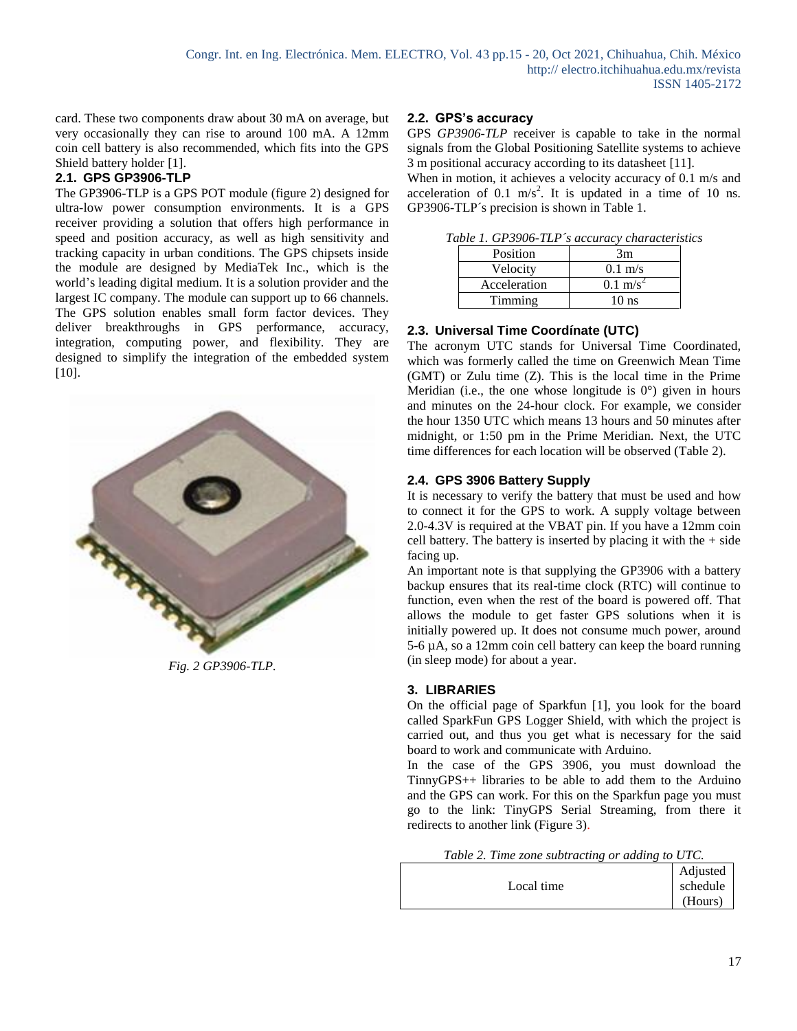card. These two components draw about 30 mA on average, but very occasionally they can rise to around 100 mA. A 12mm coin cell battery is also recommended, which fits into the GPS Shield battery holder [1].

### 2.1. GPS GP3906-TLP

The GP3906-TLP is a GPS POT module (figure 2) designed for ultra-low power consumption environments. It is a GPS receiver providing a solution that offers high performance in speed and position accuracy, as well as high sensitivity and tracking capacity in urban conditions. The GPS chipsets inside the module are designed by MediaTek Inc., which is the world's leading digital medium. It is a solution provider and the largest IC company. The module can support up to 66 channels. The GPS solution enables small form factor devices. They deliver breakthroughs in GPS performance, accuracy, integration, computing power, and flexibility. They are designed to simplify the integration of the embedded system [10].

*Fig. 2 GP3906-TLP.*

### 2.2. GPS's accuracy

GPS *GP3906-TLP* receiver is capable to take in the normal signals from the Global Positioning Satellite systems to achieve 3 m positional accuracy according to its datasheet [11].

When in motion, it achieves a velocity accuracy of 0.1 m/s and acceleration of 0.1 $m/s^2$. It is updated in a time of 10 ns. GP3906-TLP´s precision is shown in Table 1.

*Table 1. GP3906-TLP´s accuracy characteristics*

| Position | 3m |
|---|---|
| Velocity | 0.1 m/s |
| Acceleration | 0.1 $m/s^2$ |
| Timming | 10 ns |

### 2.3. Universal Time Coordínate (UTC)

The acronym UTC stands for Universal Time Coordinated, which was formerly called the time on Greenwich Mean Time (GMT) or Zulu time (Z). This is the local time in the Prime Meridian (i.e., the one whose longitude is 0°) given in hours and minutes on the 24-hour clock. For example, we consider the hour 1350 UTC which means 13 hours and 50 minutes after midnight, or 1:50 pm in the Prime Meridian. Next, the UTC time differences for each location will be observed (Table 2).

### 2.4. GPS 3906 Battery Supply

It is necessary to verify the battery that must be used and how to connect it for the GPS to work. A supply voltage between 2.0-4.3V is required at the VBAT pin. If you have a 12mm coin cell battery. The battery is inserted by placing it with the + side facing up.

An important note is that supplying the GP3906 with a battery backup ensures that its real-time clock (RTC) will continue to function, even when the rest of the board is powered off. That allows the module to get faster GPS solutions when it is initially powered up. It does not consume much power, around 5-6 µA, so a 12mm coin cell battery can keep the board running (in sleep mode) for about a year.

## 3. LIBRARIES

On the official page of Sparkfun [1], you look for the board called SparkFun GPS Logger Shield, with which the project is carried out, and thus you get what is necessary for the said board to work and communicate with Arduino.

In the case of the GPS 3906, you must download the TinnyGPS++ libraries to be able to add them to the Arduino and the GPS can work. For this on the Sparkfun page you must go to the link: TinyGPS Serial Streaming, from there it redirects to another link (Figure 3).

*Table 2. Time zone subtracting or adding to UTC.*

| Local time | Adjusted schedule (Hours) |
|---|---|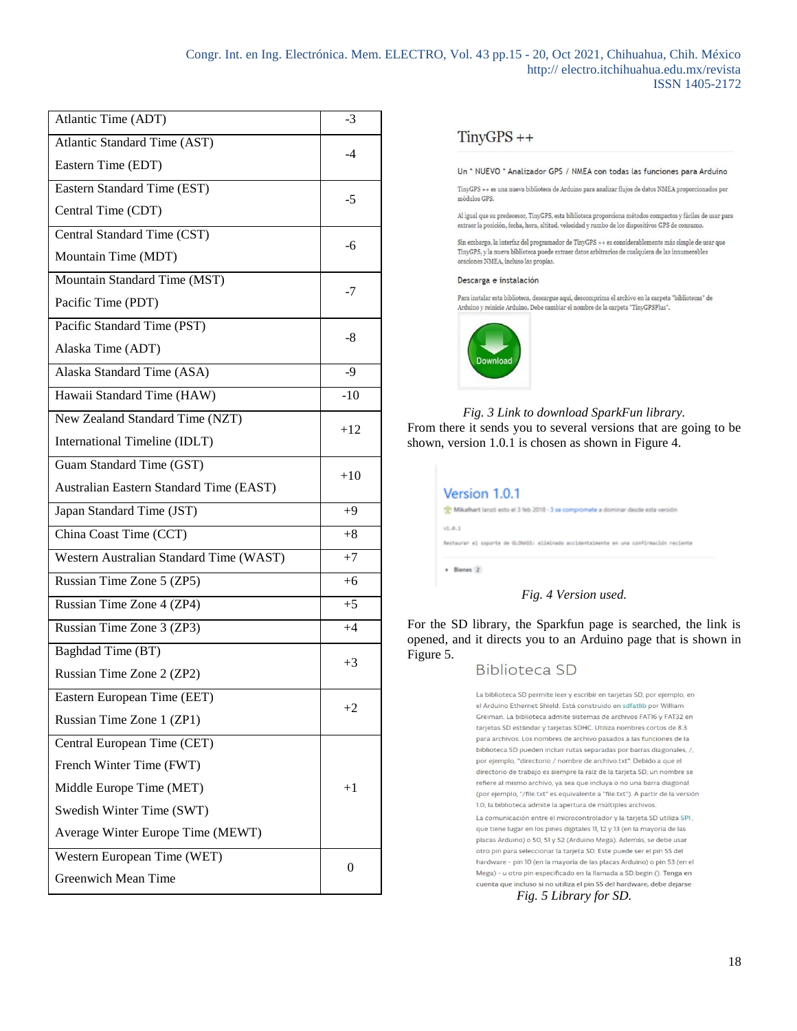| Atlantic Time (ADT) | -3 |
|---|---|
| Atlantic Standard Time (AST)<br>Eastern Time (EDT) | -4 |
| Eastern Standard Time (EST)<br>Central Time (CDT) | -5 |
| Central Standard Time (CST)<br>Mountain Time (MDT) | -6 |
| Mountain Standard Time (MST)<br>Pacific Time (PDT) | -7 |
| Pacific Standard Time (PST)<br>Alaska Time (ADT) | -8 |
| Alaska Standard Time (ASA) | -9 |
| Hawaii Standard Time (HAW) | -10 |
| New Zealand Standard Time (NZT)<br>International Timeline (IDLT) | +12 |
| Guam Standard Time (GST)<br>Australian Eastern Standard Time (EAST) | +10 |
| Japan Standard Time (JST) | +9 |
| China Coast Time (CCT) | +8 |
| Western Australian Standard Time (WAST) | +7 |
| Russian Time Zone 5 (ZP5) | +6 |
| Russian Time Zone 4 (ZP4) | +5 |
| Russian Time Zone 3 (ZP3) | +4 |
| Baghdad Time (BT)<br>Russian Time Zone 2 (ZP2) | +3 |
| Eastern European Time (EET)<br>Russian Time Zone 1 (ZP1) | +2 |
| Central European Time (CET)<br>French Winter Time (FWT)<br>Middle Europe Time (MET)<br>Swedish Winter Time (SWT)<br>Average Winter Europe Time (MEWT) | +1 |
| Western European Time (WET)<br>Greenwich Mean Time | 0 |

TinyGPS ++

Un * NUEVO * Analizador GPS / NMEA con todas las funciones para Arduino

TinyGPS ++ es una nueva biblioteca de Arduino para analizar flujos de datos NMEA proporcionados por módulos GPS.

Al igual que su predecesor, TinyGPS, esta biblioteca proporciona métodos compactos y fáciles de usar para extraer la posición, fecha, hora, altitud, velocidad y rumbo de los dispositivos GPS de consumo.

Sin embargo, la interfaz del programador de TinyGPS ++ es considerablemente más simple de usar que TinyGPS, y la nueva biblioteca puede extraer datos arbitrarios de cualquiera de las innumerables oraciones NMEA, incluso las propias.

Descarga e instalación

Para instalar esta biblioteca, descargue aquí, descomprima el archivo en la carpeta "bibliotecas" de Arduino y reinicie Arduino. Debe cambiar el nombre de la carpeta "TinyGPSPlus".

Download

*Fig. 3 Link to download SparkFun library.*

From there it sends you to several versions that are going to be shown, version 1.0.1 is chosen as shown in Figure 4.

Version 1.0.1

Mikalhart lanzó esto el 3 feb 2018 · 3 se compromete a dominar desde esta versión

v1.0.1

Restaurar el soporte de GLONASS: eliminado accidentalmente en una confirmación reciente

▸ Bienes 2

*Fig. 4 Version used.*

For the SD library, the Sparkfun page is searched, the link is opened, and it directs you to an Arduino page that is shown in Figure 5.

Biblioteca SD

La biblioteca SD permite leer y escribir en tarjetas SD, por ejemplo, en el Arduino Ethernet Shield. Está construido en sdfatlib por William Greiman. La biblioteca admite sistemas de archivos FAT16 y FAT32 en tarjetas SD estándar y tarjetas SDHC. Utiliza nombres cortos de 8.3 para archivos. Los nombres de archivo pasados a las funciones de la biblioteca SD pueden incluir rutas separadas por barras diagonales, /, por ejemplo, "directorio / nombre de archivo.txt". Debido a que el directorio de trabajo es siempre la raíz de la tarjeta SD, un nombre se refiere al mismo archivo, ya sea que incluya o no una barra diagonal (por ejemplo, "/file.txt" es equivalente a "file.txt"). A partir de la versión 1.0, la biblioteca admite la apertura de múltiples archivos.

La comunicación entre el microcontrolador y la tarjeta SD utiliza SPI, que tiene lugar en los pines digitales 11, 12 y 13 (en la mayoría de las placas Arduino) o 50, 51 y 52 (Arduino Mega). Además, se debe usar otro pin para seleccionar la tarjeta SD. Este puede ser el pin SS del hardware - pin 10 (en la mayoría de las placas Arduino) o pin 53 (en el Mega) - u otro pin especificado en la llamada a SD.begin (). Tenga en cuenta que incluso si no utiliza el pin SS del hardware, debe dejarse

*Fig. 5 Library for SD.*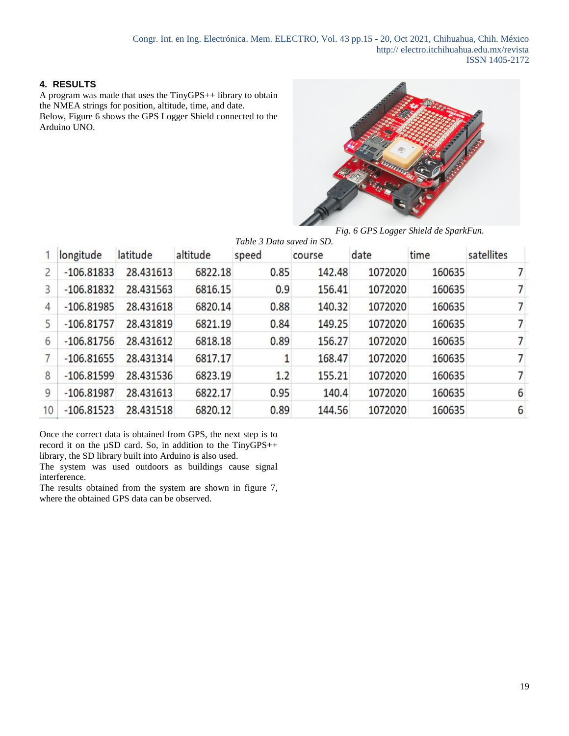## 4. RESULTS

A program was made that uses the TinyGPS++ library to obtain the NMEA strings for position, altitude, time, and date.
Below, Figure 6 shows the GPS Logger Shield connected to the Arduino UNO.

*Fig. 6 GPS Logger Shield de SparkFun.*

*Table 3 Data saved in SD.*

| 1 | longitude | latitude | altitude | speed | course | date | time | satellites |
|---|---|---|---|---|---|---|---|---|
| 2 | -106.81833 | 28.431613 | 6822.18 | 0.85 | 142.48 | 1072020 | 160635 | 7 |
| 3 | -106.81832 | 28.431563 | 6816.15 | 0.9 | 156.41 | 1072020 | 160635 | 7 |
| 4 | -106.81985 | 28.431618 | 6820.14 | 0.88 | 140.32 | 1072020 | 160635 | 7 |
| 5 | -106.81757 | 28.431819 | 6821.19 | 0.84 | 149.25 | 1072020 | 160635 | 7 |
| 6 | -106.81756 | 28.431612 | 6818.18 | 0.89 | 156.27 | 1072020 | 160635 | 7 |
| 7 | -106.81655 | 28.431314 | 6817.17 | 1 | 168.47 | 1072020 | 160635 | 7 |
| 8 | -106.81599 | 28.431536 | 6823.19 | 1.2 | 155.21 | 1072020 | 160635 | 7 |
| 9 | -106.81987 | 28.431613 | 6822.17 | 0.95 | 140.4 | 1072020 | 160635 | 6 |
| 10 | -106.81523 | 28.431518 | 6820.12 | 0.89 | 144.56 | 1072020 | 160635 | 6 |

Once the correct data is obtained from GPS, the next step is to record it on the µSD card. So, in addition to the TinyGPS++ library, the SD library built into Arduino is also used.
The system was used outdoors as buildings cause signal interference.
The results obtained from the system are shown in figure 7, where the obtained GPS data can be observed.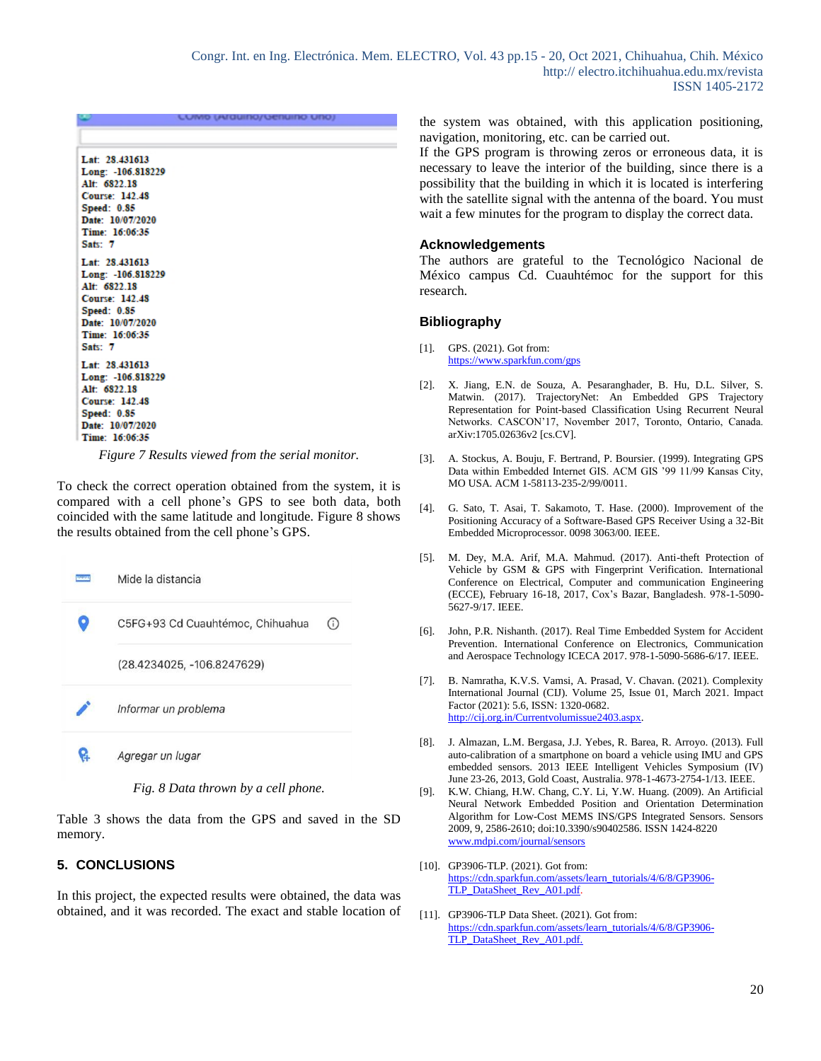Lat: 28.431613
Long: -106.818229
Alt: 6822.18
Course: 142.48
Speed: 0.85
Date: 10/07/2020
Time: 16:06:35
Sats: 7

Lat: 28.431613
Long: -106.818229
Alt: 6822.18
Course: 142.48
Speed: 0.85
Date: 10/07/2020
Time: 16:06:35
Sats: 7

Lat: 28.431613
Long: -106.818229
Alt: 6822.18
Course: 142.48
Speed: 0.85
Date: 10/07/2020
Time: 16:06:35

*Figure 7 Results viewed from the serial monitor.*

To check the correct operation obtained from the system, it is compared with a cell phone's GPS to see both data, both coincided with the same latitude and longitude. Figure 8 shows the results obtained from the cell phone's GPS.

Mide la distancia

C5FG+93 Cd Cuauhtémoc, Chihuahua

(28.4234025, -106.8247629)

Informar un problema

Agregar un lugar

*Fig. 8 Data thrown by a cell phone.*

Table 3 shows the data from the GPS and saved in the SD memory.

## 5. CONCLUSIONS

In this project, the expected results were obtained, the data was obtained, and it was recorded. The exact and stable location of the system was obtained, with this application positioning, navigation, monitoring, etc. can be carried out.

If the GPS program is throwing zeros or erroneous data, it is necessary to leave the interior of the building, since there is a possibility that the building in which it is located is interfering with the satellite signal with the antenna of the board. You must wait a few minutes for the program to display the correct data.

## Acknowledgements

The authors are grateful to the Tecnológico Nacional de México campus Cd. Cuauhtémoc for the support for this research.

## Bibliography

[1]. GPS. (2021). Got from: https://www.sparkfun.com/gps

[2]. X. Jiang, E.N. de Souza, A. Pesaranghader, B. Hu, D.L. Silver, S. Matwin. (2017). TrajectoryNet: An Embedded GPS Trajectory Representation for Point-based Classification Using Recurrent Neural Networks. CASCON'17, November 2017, Toronto, Ontario, Canada. arXiv:1705.02636v2 [cs.CV].

[3]. A. Stockus, A. Bouju, F. Bertrand, P. Boursier. (1999). Integrating GPS Data within Embedded Internet GIS. ACM GIS '99 11/99 Kansas City, MO USA. ACM 1-58113-235-2/99/0011.

[4]. G. Sato, T. Asai, T. Sakamoto, T. Hase. (2000). Improvement of the Positioning Accuracy of a Software-Based GPS Receiver Using a 32-Bit Embedded Microprocessor. 0098 3063/00. IEEE.

[5]. M. Dey, M.A. Arif, M.A. Mahmud. (2017). Anti-theft Protection of Vehicle by GSM & GPS with Fingerprint Verification. International Conference on Electrical, Computer and communication Engineering (ECCE), February 16-18, 2017, Cox's Bazar, Bangladesh. 978-1-5090-5627-9/17. IEEE.

[6]. John, P.R. Nishanth. (2017). Real Time Embedded System for Accident Prevention. International Conference on Electronics, Communication and Aerospace Technology ICECA 2017. 978-1-5090-5686-6/17. IEEE.

[7]. B. Namratha, K.V.S. Vamsi, A. Prasad, V. Chavan. (2021). Complexity International Journal (CIJ). Volume 25, Issue 01, March 2021. Impact Factor (2021): 5.6, ISSN: 1320-0682. http://cij.org.in/Currentvolumissue2403.aspx.

[8]. J. Almazan, L.M. Bergasa, J.J. Yebes, R. Barea, R. Arroyo. (2013). Full auto-calibration of a smartphone on board a vehicle using IMU and GPS embedded sensors. 2013 IEEE Intelligent Vehicles Symposium (IV) June 23-26, 2013, Gold Coast, Australia. 978-1-4673-2754-1/13. IEEE.

[9]. K.W. Chiang, H.W. Chang, C.Y. Li, Y.W. Huang. (2009). An Artificial Neural Network Embedded Position and Orientation Determination Algorithm for Low-Cost MEMS INS/GPS Integrated Sensors. Sensors 2009, 9, 2586-2610; doi:10.3390/s90402586. ISSN 1424-8220 www.mdpi.com/journal/sensors

[10]. GP3906-TLP. (2021). Got from: https://cdn.sparkfun.com/assets/learn_tutorials/4/6/8/GP3906-TLP_DataSheet_Rev_A01.pdf.

[11]. GP3906-TLP Data Sheet. (2021). Got from: https://cdn.sparkfun.com/assets/learn_tutorials/4/6/8/GP3906-TLP_DataSheet_Rev_A01.pdf.